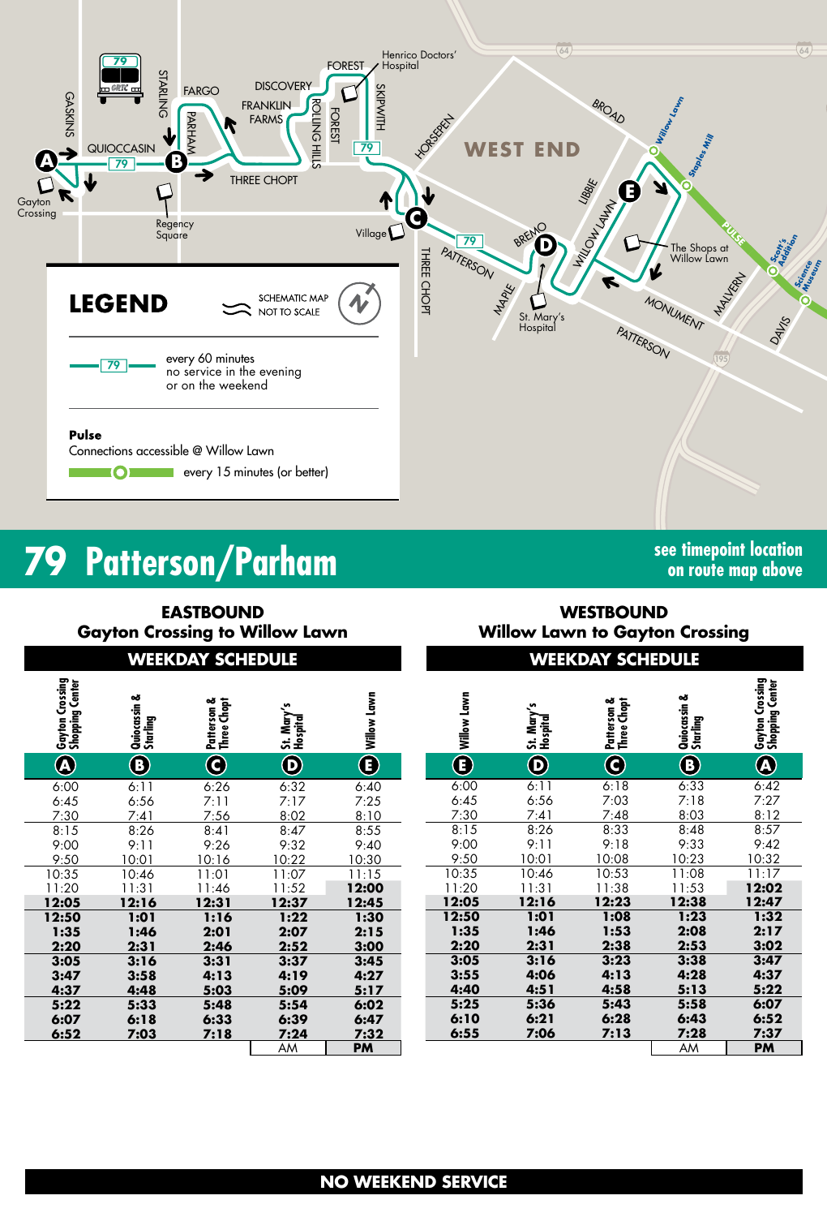## LEGEND

SCHEMATIC MAP NOT TO SCALE

79 — every 60 minutes, no service in the evening or on the weekend

**Pulse**
Connections accessible @ Willow Lawn
every 15 minutes (or better)

# 79 Patterson/Parham

see timepoint location on route map above

## EASTBOUND
### Gayton Crossing to Willow Lawn
### WEEKDAY SCHEDULE

| Gayton Crossing Shopping Center (A) | Quioccasin & Starling (B) | Patterson & Three Chopt (C) | St. Mary's Hospital (D) | Willow Lawn (E) |
|---|---|---|---|---|
| 6:00 | 6:11 | 6:26 | 6:32 | 6:40 |
| 6:45 | 6:56 | 7:11 | 7:17 | 7:25 |
| 7:30 | 7:41 | 7:56 | 8:02 | 8:10 |
| 8:15 | 8:26 | 8:41 | 8:47 | 8:55 |
| 9:00 | 9:11 | 9:26 | 9:32 | 9:40 |
| 9:50 | 10:01 | 10:16 | 10:22 | 10:30 |
| 10:35 | 10:46 | 11:01 | 11:07 | 11:15 |
| 11:20 | 11:31 | 11:46 | 11:52 | **12:00** |
| **12:05** | **12:16** | **12:31** | **12:37** | **12:45** |
| **12:50** | **1:01** | **1:16** | **1:22** | **1:30** |
| **1:35** | **1:46** | **2:01** | **2:07** | **2:15** |
| **2:20** | **2:31** | **2:46** | **2:52** | **3:00** |
| **3:05** | **3:16** | **3:31** | **3:37** | **3:45** |
| **3:47** | **3:58** | **4:13** | **4:19** | **4:27** |
| **4:37** | **4:48** | **5:03** | **5:09** | **5:17** |
| **5:22** | **5:33** | **5:48** | **5:54** | **6:02** |
| **6:07** | **6:18** | **6:33** | **6:39** | **6:47** |
| **6:52** | **7:03** | **7:18** | **7:24** | **7:32** |

AM | **PM**

## WESTBOUND
### Willow Lawn to Gayton Crossing
### WEEKDAY SCHEDULE

| Willow Lawn (E) | St. Mary's Hospital (D) | Patterson & Three Chopt (C) | Quioccasin & Starling (B) | Gayton Crossing Shopping Center (A) |
|---|---|---|---|---|
| 6:00 | 6:11 | 6:18 | 6:33 | 6:42 |
| 6:45 | 6:56 | 7:03 | 7:18 | 7:27 |
| 7:30 | 7:41 | 7:48 | 8:03 | 8:12 |
| 8:15 | 8:26 | 8:33 | 8:48 | 8:57 |
| 9:00 | 9:11 | 9:18 | 9:33 | 9:42 |
| 9:50 | 10:01 | 10:08 | 10:23 | 10:32 |
| 10:35 | 10:46 | 10:53 | 11:08 | 11:17 |
| 11:20 | 11:31 | 11:38 | 11:53 | **12:02** |
| **12:05** | **12:16** | **12:23** | **12:38** | **12:47** |
| **12:50** | **1:01** | **1:08** | **1:23** | **1:32** |
| **1:35** | **1:46** | **1:53** | **2:08** | **2:17** |
| **2:20** | **2:31** | **2:38** | **2:53** | **3:02** |
| **3:05** | **3:16** | **3:23** | **3:38** | **3:47** |
| **3:55** | **4:06** | **4:13** | **4:28** | **4:37** |
| **4:40** | **4:51** | **4:58** | **5:13** | **5:22** |
| **5:25** | **5:36** | **5:43** | **5:58** | **6:07** |
| **6:10** | **6:21** | **6:28** | **6:43** | **6:52** |
| **6:55** | **7:06** | **7:13** | **7:28** | **7:37** |

AM | **PM**

## NO WEEKEND SERVICE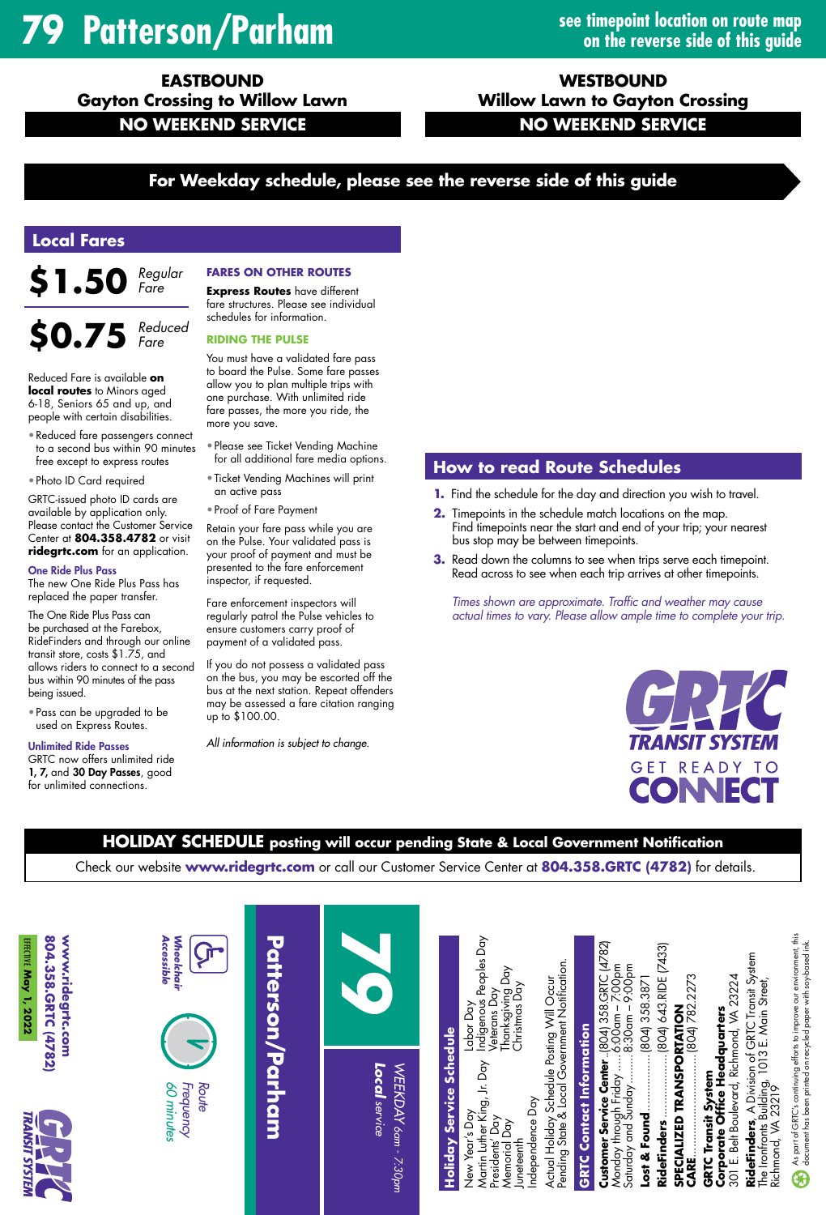# 79 Patterson/Parham

see timepoint location on route map on the reverse side of this guide

**EASTBOUND**
**Gayton Crossing to Willow Lawn**
**NO WEEKEND SERVICE**

**WESTBOUND**
**Willow Lawn to Gayton Crossing**
**NO WEEKEND SERVICE**

**For Weekday schedule, please see the reverse side of this guide**

## Local Fares

**$1.50** *Regular Fare*

**$0.75** *Reduced Fare*

Reduced Fare is available **on local routes** to Minors aged 6-18, Seniors 65 and up, and people with certain disabilities.

- Reduced fare passengers connect to a second bus within 90 minutes free except to express routes
- Photo ID Card required

GRTC-issued photo ID cards are available by application only. Please contact the Customer Service Center at **804.358.4782** or visit **ridegrtc.com** for an application.

### One Ride Plus Pass

The new One Ride Plus Pass has replaced the paper transfer.

The One Ride Plus Pass can be purchased at the Farebox, RideFinders and through our online transit store, costs $1.75, and allows riders to connect to a second bus within 90 minutes of the pass being issued.

- Pass can be upgraded to be used on Express Routes.

### Unlimited Ride Passes

GRTC now offers unlimited ride **1, 7,** and **30 Day Passes**, good for unlimited connections.

### FARES ON OTHER ROUTES

**Express Routes** have different fare structures. Please see individual schedules for information.

### RIDING THE PULSE

You must have a validated fare pass to board the Pulse. Some fare passes allow you to plan multiple trips with one purchase. With unlimited ride fare passes, the more you ride, the more you save.

- Please see Ticket Vending Machine for all additional fare media options.
- Ticket Vending Machines will print an active pass
- Proof of Fare Payment

Retain your fare pass while you are on the Pulse. Your validated pass is your proof of payment and must be presented to the fare enforcement inspector, if requested.

Fare enforcement inspectors will regularly patrol the Pulse vehicles to ensure customers carry proof of payment of a validated pass.

If you do not possess a validated pass on the bus, you may be escorted off the bus at the next station. Repeat offenders may be assessed a fare citation ranging up to $100.00.

*All information is subject to change.*

## How to read Route Schedules

1. Find the schedule for the day and direction you wish to travel.
2. Timepoints in the schedule match locations on the map. Find timepoints near the start and end of your trip; your nearest bus stop may be between timepoints.
3. Read down the columns to see when trips serve each timepoint. Read across to see when each trip arrives at other timepoints.

*Times shown are approximate. Traffic and weather may cause actual times to vary. Please allow ample time to complete your trip.*

GRTC TRANSIT SYSTEM
GET READY TO CONNECT

**HOLIDAY SCHEDULE posting will occur pending State & Local Government Notification**

Check our website **www.ridegrtc.com** or call our Customer Service Center at **804.358.GRTC (4782)** for details.

---

**79 Patterson/Parham**

*WEEKDAY 6am - 7:30pm*
***Local** service*

*Wheelchair Accessible*

*Route Frequency 60 minutes*

**www.ridegrtc.com**
**804.358.GRTC (4782)**

EFFECTIVE **May 1, 2022**

GRTC TRANSIT SYSTEM

## Holiday Service Schedule

| | |
|---|---|
| New Year's Day | Labor Day |
| Martin Luther King, Jr. Day | Indigenous Peoples Day |
| Presidents' Day | Veterans Day |
| Memorial Day | Thanksgiving Day |
| Juneteenth | Christmas Day |
| Independence Day | |

Actual Holiday Schedule Posting Will Occur Pending State & Local Government Notification.

## GRTC Contact Information

**Customer Service Center** ..(804) 358.GRTC (4782)
Monday through Friday ......6:00am – 7:00pm
Saturday and Sunday .........8:30am – 9:00pm

**Lost & Found** ....................(804) 358.3871

**RideFinders** .....................(804) 643.RIDE (7433)

**SPECIALIZED TRANSPORTATION CARE** ...................................(804) 782.2273

**GRTC Transit System Corporate Office Headquarters**
301 E. Belt Boulevard, Richmond, VA 23224

**RideFinders**, A Division of GRTC Transit System
The Ironfronts Building, 1013 E. Main Street, Richmond, VA 23219

As part of GRTC's continuing efforts to improve our environment, this document has been printed on recycled paper with soy-based ink.